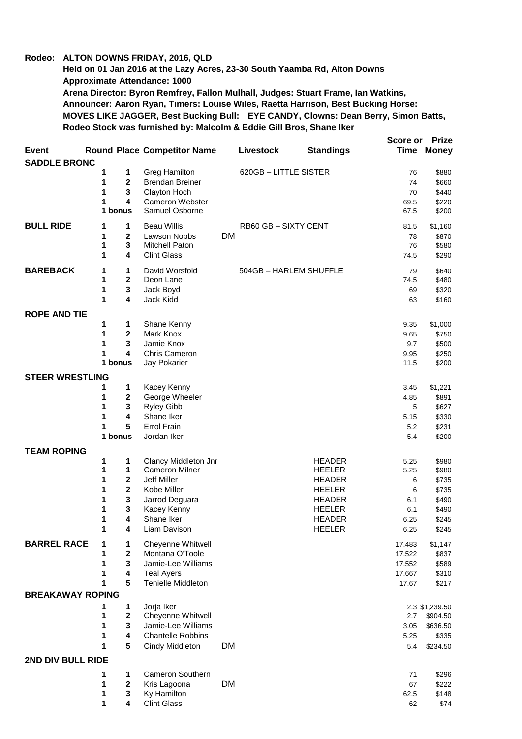**Rodeo: ALTON DOWNS FRIDAY, 2016, QLD**

**Held on 01 Jan 2016 at the Lazy Acres, 23-30 South Yaamba Rd, Alton Downs**
**Approximate Attendance: 1000**
**Arena Director: Byron Remfrey, Fallon Mulhall, Judges: Stuart Frame, Ian Watkins,**
**Announcer: Aaron Ryan, Timers: Louise Wiles, Raetta Harrison, Best Bucking Horse:**
**MOVES LIKE JAGGER, Best Bucking Bull: EYE CANDY, Clowns: Dean Berry, Simon Batts,**
**Rodeo Stock was furnished by: Malcolm & Eddie Gill Bros, Shane Iker**

| Event | Round | Place | Competitor Name | | Livestock | Standings | Score or Time | Prize Money |
|---|---|---|---|---|---|---|---|---|
| **SADDLE BRONC** | | | | | | | | |
| | 1 | 1 | Greg Hamilton | | 620GB – LITTLE SISTER | | 76 | $880 |
| | 1 | 2 | Brendan Breiner | | | | 74 | $660 |
| | 1 | 3 | Clayton Hoch | | | | 70 | $440 |
| | 1 | 4 | Cameron Webster | | | | 69.5 | $220 |
| | 1 | bonus | Samuel Osborne | | | | 67.5 | $200 |
| **BULL RIDE** | 1 | 1 | Beau Willis | | RB60 GB – SIXTY CENT | | 81.5 | $1,160 |
| | 1 | 2 | Lawson Nobbs | DM | | | 78 | $870 |
| | 1 | 3 | Mitchell Paton | | | | 76 | $580 |
| | 1 | 4 | Clint Glass | | | | 74.5 | $290 |
| **BAREBACK** | 1 | 1 | David Worsfold | | 504GB – HARLEM SHUFFLE | | 79 | $640 |
| | 1 | 2 | Deon Lane | | | | 74.5 | $480 |
| | 1 | 3 | Jack Boyd | | | | 69 | $320 |
| | 1 | 4 | Jack Kidd | | | | 63 | $160 |
| **ROPE AND TIE** | | | | | | | | |
| | 1 | 1 | Shane Kenny | | | | 9.35 | $1,000 |
| | 1 | 2 | Mark Knox | | | | 9.65 | $750 |
| | 1 | 3 | Jamie Knox | | | | 9.7 | $500 |
| | 1 | 4 | Chris Cameron | | | | 9.95 | $250 |
| | 1 | bonus | Jay Pokarier | | | | 11.5 | $200 |
| **STEER WRESTLING** | | | | | | | | |
| | 1 | 1 | Kacey Kenny | | | | 3.45 | $1,221 |
| | 1 | 2 | George Wheeler | | | | 4.85 | $891 |
| | 1 | 3 | Ryley Gibb | | | | 5 | $627 |
| | 1 | 4 | Shane Iker | | | | 5.15 | $330 |
| | 1 | 5 | Errol Frain | | | | 5.2 | $231 |
| | 1 | bonus | Jordan Iker | | | | 5.4 | $200 |
| **TEAM ROPING** | | | | | | | | |
| | 1 | 1 | Clancy Middleton Jnr | | | HEADER | 5.25 | $980 |
| | 1 | 1 | Cameron Milner | | | HEELER | 5.25 | $980 |
| | 1 | 2 | Jeff Miller | | | HEADER | 6 | $735 |
| | 1 | 2 | Kobe Miller | | | HEELER | 6 | $735 |
| | 1 | 3 | Jarrod Deguara | | | HEADER | 6.1 | $490 |
| | 1 | 3 | Kacey Kenny | | | HEELER | 6.1 | $490 |
| | 1 | 4 | Shane Iker | | | HEADER | 6.25 | $245 |
| | 1 | 4 | Liam Davison | | | HEELER | 6.25 | $245 |
| **BARREL RACE** | 1 | 1 | Cheyenne Whitwell | | | | 17.483 | $1,147 |
| | 1 | 2 | Montana O'Toole | | | | 17.522 | $837 |
| | 1 | 3 | Jamie-Lee Williams | | | | 17.552 | $589 |
| | 1 | 4 | Teal Ayers | | | | 17.667 | $310 |
| | 1 | 5 | Tenielle Middleton | | | | 17.67 | $217 |
| **BREAKAWAY ROPING** | | | | | | | | |
| | 1 | 1 | Jorja Iker | | | | 2.3 | $1,239.50 |
| | 1 | 2 | Cheyenne Whitwell | | | | 2.7 | $904.50 |
| | 1 | 3 | Jamie-Lee Williams | | | | 3.05 | $636.50 |
| | 1 | 4 | Chantelle Robbins | | | | 5.25 | $335 |
| | 1 | 5 | Cindy Middleton | DM | | | 5.4 | $234.50 |
| **2ND DIV BULL RIDE** | | | | | | | | |
| | 1 | 1 | Cameron Southern | | | | 71 | $296 |
| | 1 | 2 | Kris Lagoona | DM | | | 67 | $222 |
| | 1 | 3 | Ky Hamilton | | | | 62.5 | $148 |
| | 1 | 4 | Clint Glass | | | | 62 | $74 |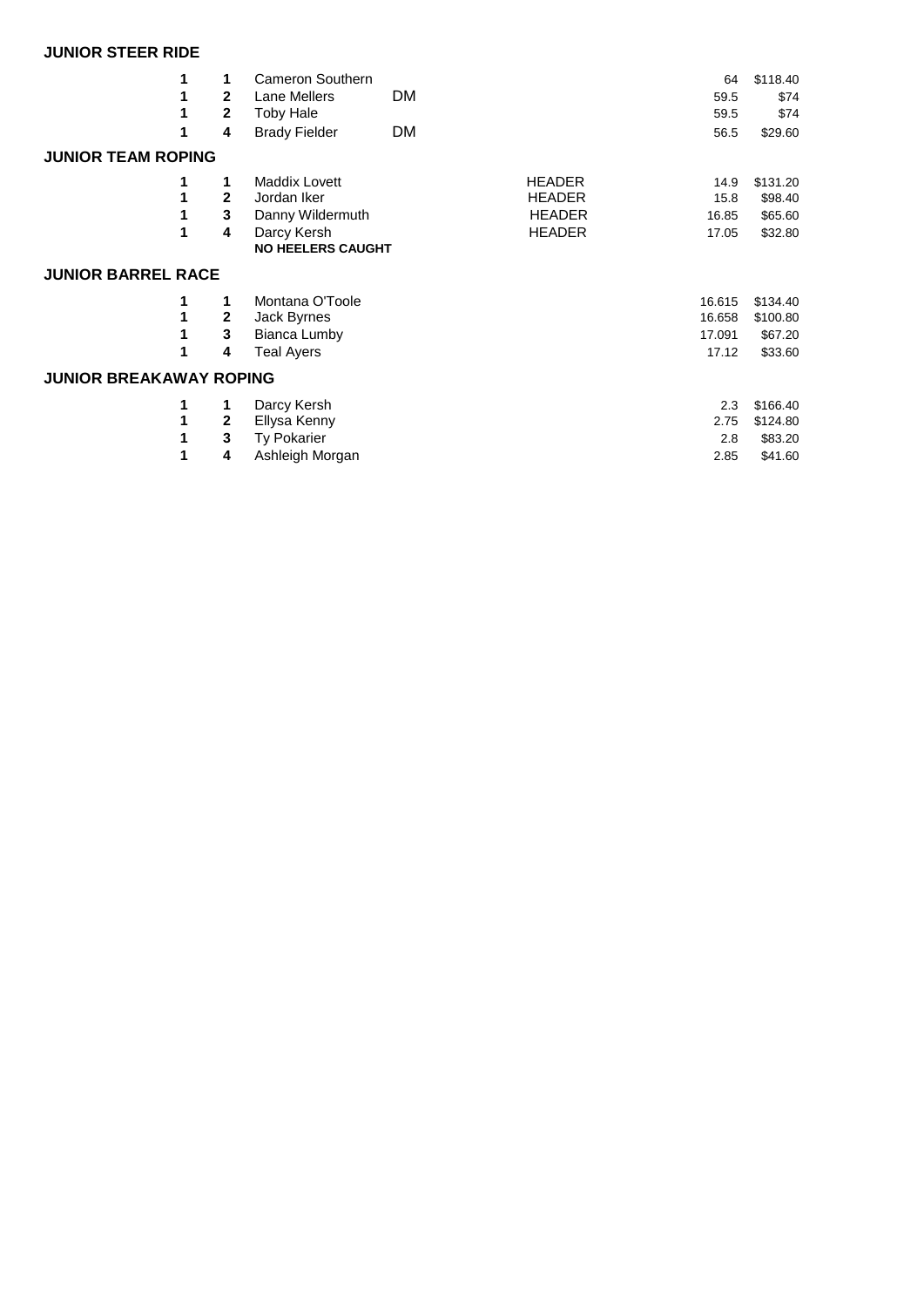**JUNIOR STEER RIDE**

| | | | | | | |
|---|---|---|---|---|---|---|
| 1 | 1 | Cameron Southern | | | 64 | $118.40 |
| 1 | 2 | Lane Mellers | DM | | 59.5 | $74 |
| 1 | 2 | Toby Hale | | | 59.5 | $74 |
| 1 | 4 | Brady Fielder | DM | | 56.5 | $29.60 |

**JUNIOR TEAM ROPING**

| | | | | | | |
|---|---|---|---|---|---|---|
| 1 | 1 | Maddix Lovett | | HEADER | 14.9 | $131.20 |
| 1 | 2 | Jordan Iker | | HEADER | 15.8 | $98.40 |
| 1 | 3 | Danny Wildermuth | | HEADER | 16.85 | $65.60 |
| 1 | 4 | Darcy Kersh | | HEADER | 17.05 | $32.80 |
| | | **NO HEELERS CAUGHT** | | | | |

**JUNIOR BARREL RACE**

| | | | | |
|---|---|---|---|---|
| 1 | 1 | Montana O'Toole | 16.615 | $134.40 |
| 1 | 2 | Jack Byrnes | 16.658 | $100.80 |
| 1 | 3 | Bianca Lumby | 17.091 | $67.20 |
| 1 | 4 | Teal Ayers | 17.12 | $33.60 |

**JUNIOR BREAKAWAY ROPING**

| | | | | |
|---|---|---|---|---|
| 1 | 1 | Darcy Kersh | 2.3 | $166.40 |
| 1 | 2 | Ellysa Kenny | 2.75 | $124.80 |
| 1 | 3 | Ty Pokarier | 2.8 | $83.20 |
| 1 | 4 | Ashleigh Morgan | 2.85 | $41.60 |